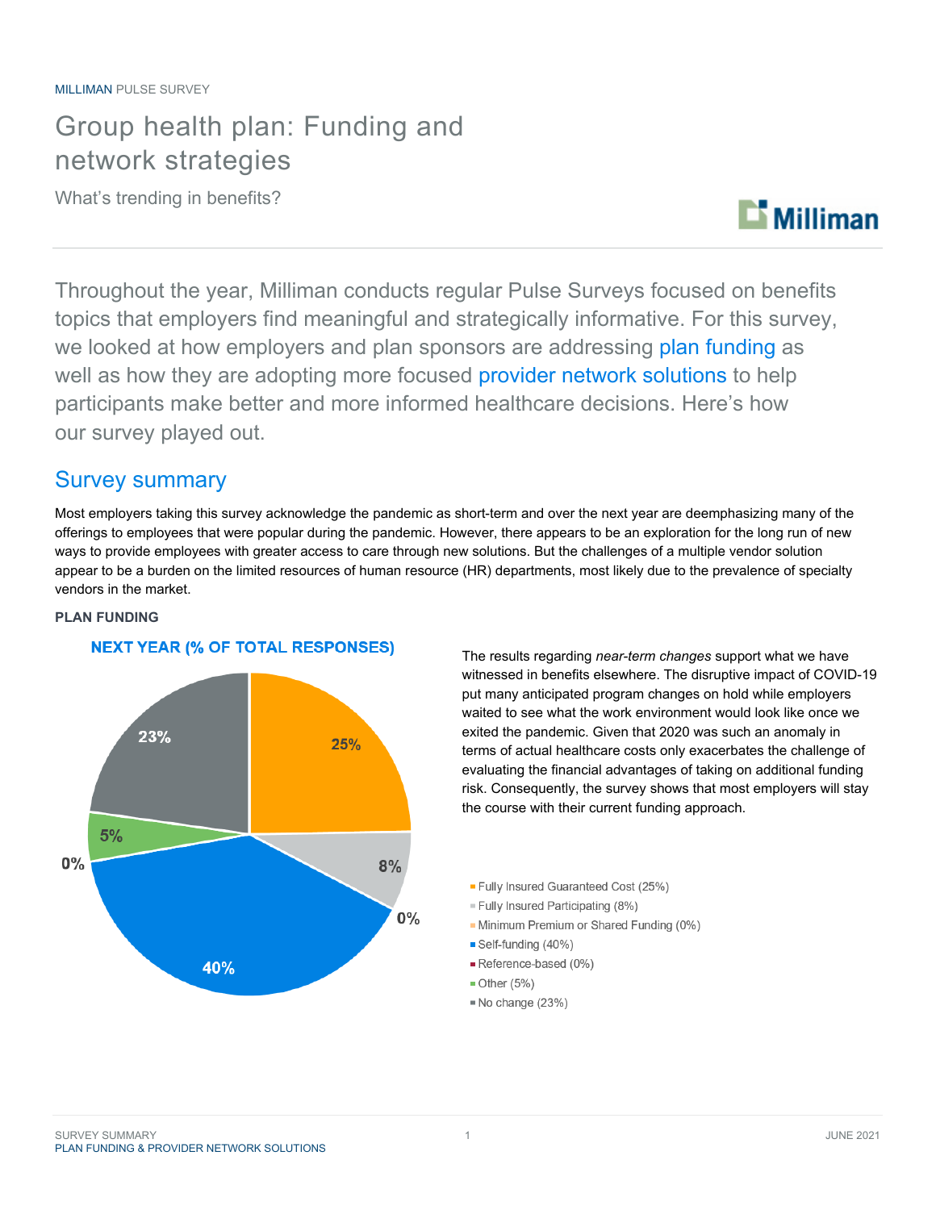MILLIMAN PULSE SURVEY

# Group health plan: Funding and network strategies

What's trending in benefits?

Throughout the year, Milliman conducts regular Pulse Surveys focused on benefits topics that employers find meaningful and strategically informative. For this survey, we looked at how employers and plan sponsors are addressing plan funding as well as how they are adopting more focused provider network solutions to help participants make better and more informed healthcare decisions. Here's how our survey played out.

## Survey summary

Most employers taking this survey acknowledge the pandemic as short-term and over the next year are deemphasizing many of the offerings to employees that were popular during the pandemic. However, there appears to be an exploration for the long run of new ways to provide employees with greater access to care through new solutions. But the challenges of a multiple vendor solution appear to be a burden on the limited resources of human resource (HR) departments, most likely due to the prevalence of specialty vendors in the market.

**PLAN FUNDING**

**NEXT YEAR (% OF TOTAL RESPONSES)**

| Response | % |
|---|---|
| Fully Insured Guaranteed Cost | 25% |
| Fully Insured Participating | 8% |
| Minimum Premium or Shared Funding | 0% |
| Self-funding | 40% |
| Reference-based | 0% |
| Other | 5% |
| No change | 23% |

The results regarding *near-term changes* support what we have witnessed in benefits elsewhere. The disruptive impact of COVID-19 put many anticipated program changes on hold while employers waited to see what the work environment would look like once we exited the pandemic. Given that 2020 was such an anomaly in terms of actual healthcare costs only exacerbates the challenge of evaluating the financial advantages of taking on additional funding risk. Consequently, the survey shows that most employers will stay the course with their current funding approach.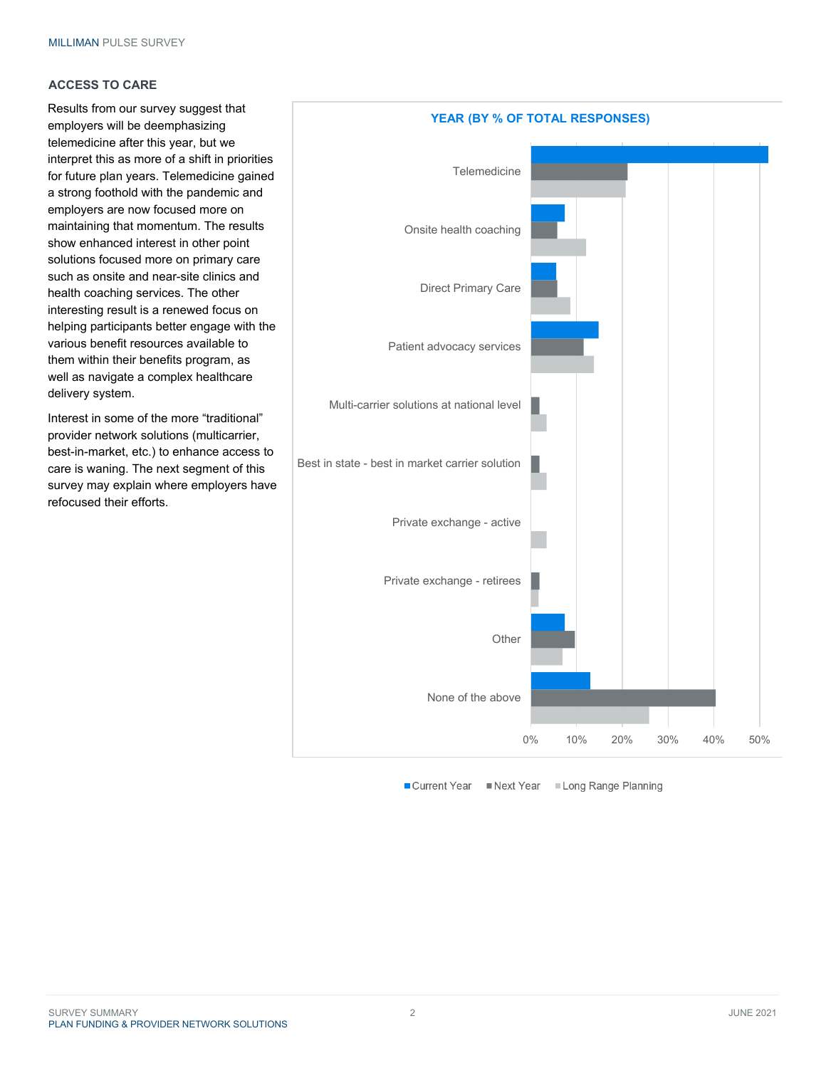## ACCESS TO CARE

Results from our survey suggest that employers will be deemphasizing telemedicine after this year, but we interpret this as more of a shift in priorities for future plan years. Telemedicine gained a strong foothold with the pandemic and employers are now focused more on maintaining that momentum. The results show enhanced interest in other point solutions focused more on primary care such as onsite and near-site clinics and health coaching services. The other interesting result is a renewed focus on helping participants better engage with the various benefit resources available to them within their benefits program, as well as navigate a complex healthcare delivery system.

Interest in some of the more "traditional" provider network solutions (multicarrier, best-in-market, etc.) to enhance access to care is waning. The next segment of this survey may explain where employers have refocused their efforts.

**YEAR (BY % OF TOTAL RESPONSES)**

Categories: Telemedicine; Onsite health coaching; Direct Primary Care; Patient advocacy services; Multi-carrier solutions at national level; Best in state - best in market carrier solution; Private exchange - active; Private exchange - retirees; Other; None of the above

Legend: Current Year, Next Year, Long Range Planning

Axis: 0%, 10%, 20%, 30%, 40%, 50%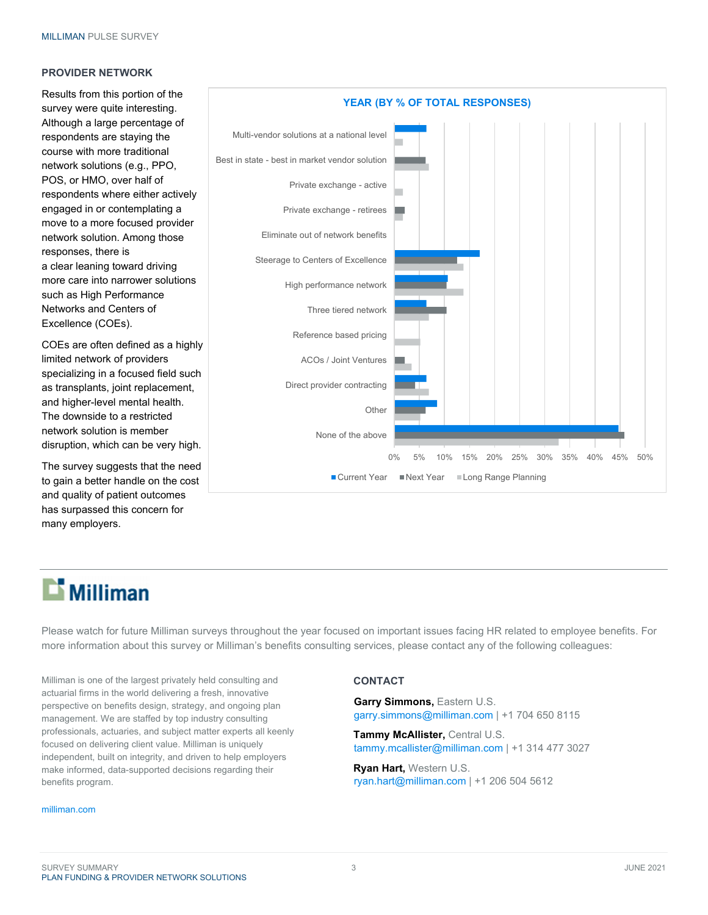## PROVIDER NETWORK

Results from this portion of the survey were quite interesting. Although a large percentage of respondents are staying the course with more traditional network solutions (e.g., PPO, POS, or HMO, over half of respondents where either actively engaged in or contemplating a move to a more focused provider network solution. Among those responses, there is a clear leaning toward driving more care into narrower solutions such as High Performance Networks and Centers of Excellence (COEs).

COEs are often defined as a highly limited network of providers specializing in a focused field such as transplants, joint replacement, and higher-level mental health. The downside to a restricted network solution is member disruption, which can be very high.

The survey suggests that the need to gain a better handle on the cost and quality of patient outcomes has surpassed this concern for many employers.

YEAR (BY % OF TOTAL RESPONSES)

Multi-vendor solutions at a national level
Best in state - best in market vendor solution
Private exchange - active
Private exchange - retirees
Eliminate out of network benefits
Steerage to Centers of Excellence
High performance network
Three tiered network
Reference based pricing
ACOs / Joint Ventures
Direct provider contracting
Other
None of the above

0% 5% 10% 15% 20% 25% 30% 35% 40% 45% 50%

Current Year, Next Year, Long Range Planning

Please watch for future Milliman surveys throughout the year focused on important issues facing HR related to employee benefits. For more information about this survey or Milliman's benefits consulting services, please contact any of the following colleagues:

Milliman is one of the largest privately held consulting and actuarial firms in the world delivering a fresh, innovative perspective on benefits design, strategy, and ongoing plan management. We are staffed by top industry consulting professionals, actuaries, and subject matter experts all keenly focused on delivering client value. Milliman is uniquely independent, built on integrity, and driven to help employers make informed, data-supported decisions regarding their benefits program.

milliman.com

### CONTACT

**Garry Simmons,** Eastern U.S.
garry.simmons@milliman.com | +1 704 650 8115

**Tammy McAllister,** Central U.S.
tammy.mcallister@milliman.com | +1 314 477 3027

**Ryan Hart,** Western U.S.
ryan.hart@milliman.com | +1 206 504 5612